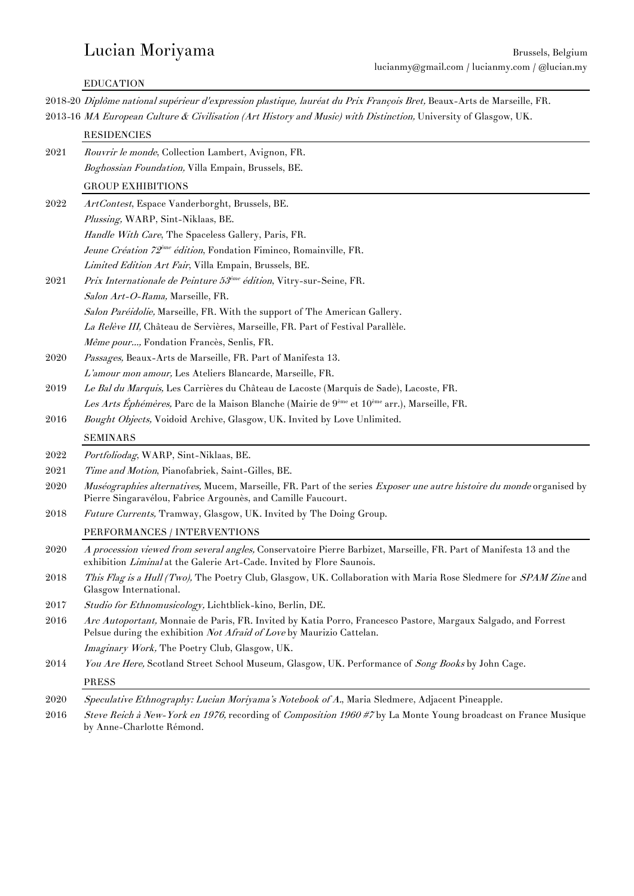# Lucian Moriyama

Brussels, Belgium
lucianmy@gmail.com / lucianmy.com / @lucian.my

## EDUCATION

2018-20 *Diplôme national supérieur d'expression plastique, lauréat du Prix François Bret,* Beaux-Arts de Marseille, FR.

2013-16 *MA European Culture & Civilisation (Art History and Music) with Distinction,* University of Glasgow, UK.

## RESIDENCIES

2021 *Rouvrir le monde*, Collection Lambert, Avignon, FR.
*Boghossian Foundation,* Villa Empain, Brussels, BE.

## GROUP EXHIBITIONS

2022 *ArtContest*, Espace Vanderborght, Brussels, BE.
*Plussing,* WARP, Sint-Niklaas, BE.
*Handle With Care*, The Spaceless Gallery, Paris, FR.
*Jeune Création 72ème édition*, Fondation Fiminco, Romainville, FR.
*Limited Edition Art Fair*, Villa Empain, Brussels, BE.

2021 *Prix Internationale de Peinture 53ème édition*, Vitry-sur-Seine, FR.
*Salon Art-O-Rama,* Marseille, FR.
*Salon Paréidolie,* Marseille, FR. With the support of The American Gallery.
*La Relève III,* Château de Servières, Marseille, FR. Part of Festival Parallèle.
*Même pour...,* Fondation Francès, Senlis, FR.

2020 *Passages,* Beaux-Arts de Marseille, FR. Part of Manifesta 13.
*L'amour mon amour,* Les Ateliers Blancarde, Marseille, FR.

2019 *Le Bal du Marquis,* Les Carrières du Château de Lacoste (Marquis de Sade), Lacoste, FR.
*Les Arts Éphémères,* Parc de la Maison Blanche (Mairie de 9ème et 10ème arr.), Marseille, FR.

2016 *Bought Objects,* Voidoid Archive, Glasgow, UK. Invited by Love Unlimited.

## SEMINARS

2022 *Portfoliodag*, WARP, Sint-Niklaas, BE.

2021 *Time and Motion*, Pianofabriek, Saint-Gilles, BE.

2020 *Muséographies alternatives,* Mucem, Marseille, FR. Part of the series *Exposer une autre histoire du monde* organised by Pierre Singaravélou, Fabrice Argounès, and Camille Faucourt.

2018 *Future Currents,* Tramway, Glasgow, UK. Invited by The Doing Group.

## PERFORMANCES / INTERVENTIONS

2020 *A procession viewed from several angles,* Conservatoire Pierre Barbizet, Marseille, FR. Part of Manifesta 13 and the exhibition *Liminal* at the Galerie Art-Cade. Invited by Flore Saunois.

2018 *This Flag is a Hull (Two),* The Poetry Club, Glasgow, UK. Collaboration with Maria Rose Sledmere for *SPAM Zine* and Glasgow International.

2017 *Studio for Ethnomusicology,* Lichtblick-kino, Berlin, DE.

2016 *Arc Autoportant,* Monnaie de Paris, FR. Invited by Katia Porro, Francesco Pastore, Margaux Salgado, and Forrest Pelsue during the exhibition *Not Afraid of Love* by Maurizio Cattelan.
*Imaginary Work,* The Poetry Club, Glasgow, UK.

2014 *You Are Here,* Scotland Street School Museum, Glasgow, UK. Performance of *Song Books* by John Cage.

## PRESS

2020 *Speculative Ethnography: Lucian Moriyama's Notebook of A.*, Maria Sledmere, Adjacent Pineapple.

2016 *Steve Reich à New-York en 1976,* recording of *Composition 1960 #7* by La Monte Young broadcast on France Musique by Anne-Charlotte Rémond.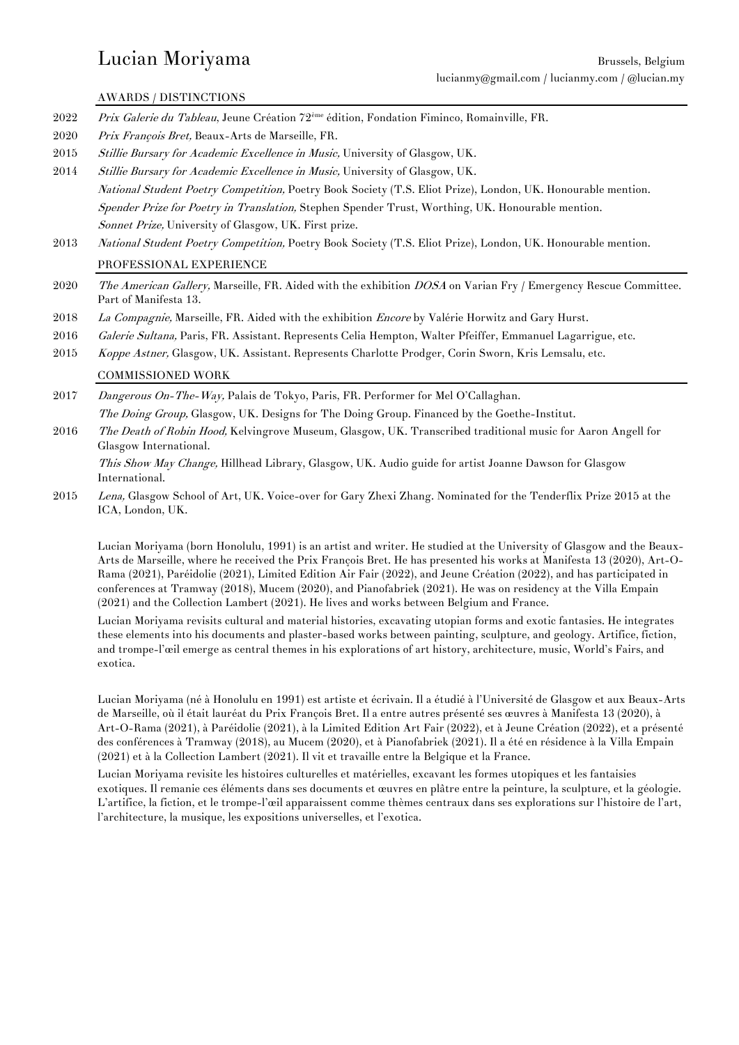# Lucian Moriyama

Brussels, Belgium
lucianmy@gmail.com / lucianmy.com / @lucian.my

## AWARDS / DISTINCTIONS

2022 *Prix Galerie du Tableau*, Jeune Création 72ème édition, Fondation Fiminco, Romainville, FR.

2020 *Prix François Bret,* Beaux-Arts de Marseille, FR.

2015 *Stillie Bursary for Academic Excellence in Music,* University of Glasgow, UK.

2014 *Stillie Bursary for Academic Excellence in Music,* University of Glasgow, UK.
*National Student Poetry Competition,* Poetry Book Society (T.S. Eliot Prize), London, UK. Honourable mention.
*Spender Prize for Poetry in Translation,* Stephen Spender Trust, Worthing, UK. Honourable mention.
*Sonnet Prize,* University of Glasgow, UK. First prize.

2013 *National Student Poetry Competition,* Poetry Book Society (T.S. Eliot Prize), London, UK. Honourable mention.

## PROFESSIONAL EXPERIENCE

2020 *The American Gallery,* Marseille, FR. Aided with the exhibition *DOSA* on Varian Fry / Emergency Rescue Committee. Part of Manifesta 13.

2018 *La Compagnie,* Marseille, FR. Aided with the exhibition *Encore* by Valérie Horwitz and Gary Hurst.

2016 *Galerie Sultana,* Paris, FR. Assistant. Represents Celia Hempton, Walter Pfeiffer, Emmanuel Lagarrigue, etc.

2015 *Koppe Astner,* Glasgow, UK. Assistant. Represents Charlotte Prodger, Corin Sworn, Kris Lemsalu, etc.

## COMMISSIONED WORK

2017 *Dangerous On-The-Way,* Palais de Tokyo, Paris, FR. Performer for Mel O'Callaghan.
*The Doing Group,* Glasgow, UK. Designs for The Doing Group. Financed by the Goethe-Institut.

2016 *The Death of Robin Hood,* Kelvingrove Museum, Glasgow, UK. Transcribed traditional music for Aaron Angell for Glasgow International.
*This Show May Change,* Hillhead Library, Glasgow, UK. Audio guide for artist Joanne Dawson for Glasgow International.

2015 *Lena,* Glasgow School of Art, UK. Voice-over for Gary Zhexi Zhang. Nominated for the Tenderflix Prize 2015 at the ICA, London, UK.

Lucian Moriyama (born Honolulu, 1991) is an artist and writer. He studied at the University of Glasgow and the Beaux-Arts de Marseille, where he received the Prix François Bret. He has presented his works at Manifesta 13 (2020), Art-O-Rama (2021), Paréidolie (2021), Limited Edition Air Fair (2022), and Jeune Création (2022), and has participated in conferences at Tramway (2018), Mucem (2020), and Pianofabriek (2021). He was on residency at the Villa Empain (2021) and the Collection Lambert (2021). He lives and works between Belgium and France.

Lucian Moriyama revisits cultural and material histories, excavating utopian forms and exotic fantasies. He integrates these elements into his documents and plaster-based works between painting, sculpture, and geology. Artifice, fiction, and trompe-l'œil emerge as central themes in his explorations of art history, architecture, music, World's Fairs, and exotica.

Lucian Moriyama (né à Honolulu en 1991) est artiste et écrivain. Il a étudié à l'Université de Glasgow et aux Beaux-Arts de Marseille, où il était lauréat du Prix François Bret. Il a entre autres présenté ses œuvres à Manifesta 13 (2020), à Art-O-Rama (2021), à Paréidolie (2021), à la Limited Edition Art Fair (2022), et à Jeune Création (2022), et a présenté des conférences à Tramway (2018), au Mucem (2020), et à Pianofabriek (2021). Il a été en résidence à la Villa Empain (2021) et à la Collection Lambert (2021). Il vit et travaille entre la Belgique et la France.

Lucian Moriyama revisite les histoires culturelles et matérielles, excavant les formes utopiques et les fantaisies exotiques. Il remanie ces éléments dans ses documents et œuvres en plâtre entre la peinture, la sculpture, et la géologie. L'artifice, la fiction, et le trompe-l'œil apparaissent comme thèmes centraux dans ses explorations sur l'histoire de l'art, l'architecture, la musique, les expositions universelles, et l'exotica.